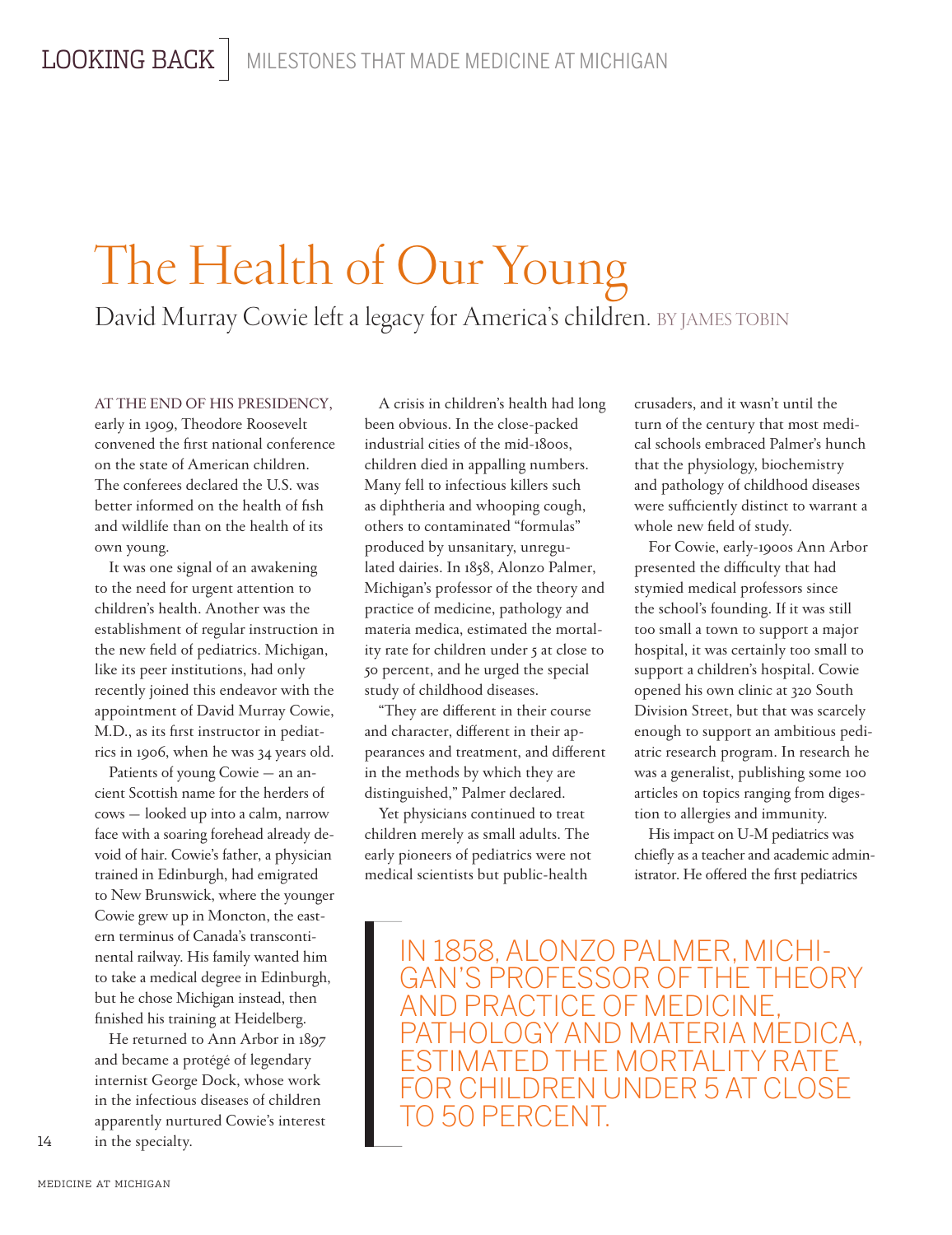# The Health of Our Young

## David Murray Cowie left a legacy for America's children. BY JAMES TOBIN

AT THE END OF HIS PRESIDENCY, early in 1909, Theodore Roosevelt convened the first national conference on the state of American children. The conferees declared the U.S. was better informed on the health of fish and wildlife than on the health of its own young.

It was one signal of an awakening to the need for urgent attention to children's health. Another was the establishment of regular instruction in the new field of pediatrics. Michigan, like its peer institutions, had only recently joined this endeavor with the appointment of David Murray Cowie, M.D., as its first instructor in pediatrics in 1906, when he was 34 years old.

Patients of young Cowie — an ancient Scottish name for the herders of cows — looked up into a calm, narrow face with a soaring forehead already devoid of hair. Cowie's father, a physician trained in Edinburgh, had emigrated to New Brunswick, where the younger Cowie grew up in Moncton, the eastern terminus of Canada's transcontinental railway. His family wanted him to take a medical degree in Edinburgh, but he chose Michigan instead, then finished his training at Heidelberg.

He returned to Ann Arbor in 1897 and became a protégé of legendary internist George Dock, whose work in the infectious diseases of children apparently nurtured Cowie's interest in the specialty.

A crisis in children's health had long been obvious. In the close-packed industrial cities of the mid-1800s, children died in appalling numbers. Many fell to infectious killers such as diphtheria and whooping cough, others to contaminated "formulas" produced by unsanitary, unregulated dairies. In 1858, Alonzo Palmer, Michigan's professor of the theory and practice of medicine, pathology and materia medica, estimated the mortality rate for children under 5 at close to 50 percent, and he urged the special study of childhood diseases.

"They are different in their course and character, different in their appearances and treatment, and different in the methods by which they are distinguished," Palmer declared.

Yet physicians continued to treat children merely as small adults. The early pioneers of pediatrics were not medical scientists but public-health crusaders, and it wasn't until the turn of the century that most medical schools embraced Palmer's hunch that the physiology, biochemistry and pathology of childhood diseases were sufficiently distinct to warrant a whole new field of study.

For Cowie, early-1900s Ann Arbor presented the difficulty that had stymied medical professors since the school's founding. If it was still too small a town to support a major hospital, it was certainly too small to support a children's hospital. Cowie opened his own clinic at 320 South Division Street, but that was scarcely enough to support an ambitious pediatric research program. In research he was a generalist, publishing some 100 articles on topics ranging from digestion to allergies and immunity.

His impact on U-M pediatrics was chiefly as a teacher and academic administrator. He offered the first pediatrics

> IN 1858, ALONZO PALMER, MICHIGAN'S PROFESSOR OF THE THEORY AND PRACTICE OF MEDICINE, PATHOLOGY AND MATERIA MEDICA, ESTIMATED THE MORTALITY RATE FOR CHILDREN UNDER 5 AT CLOSE TO 50 PERCENT.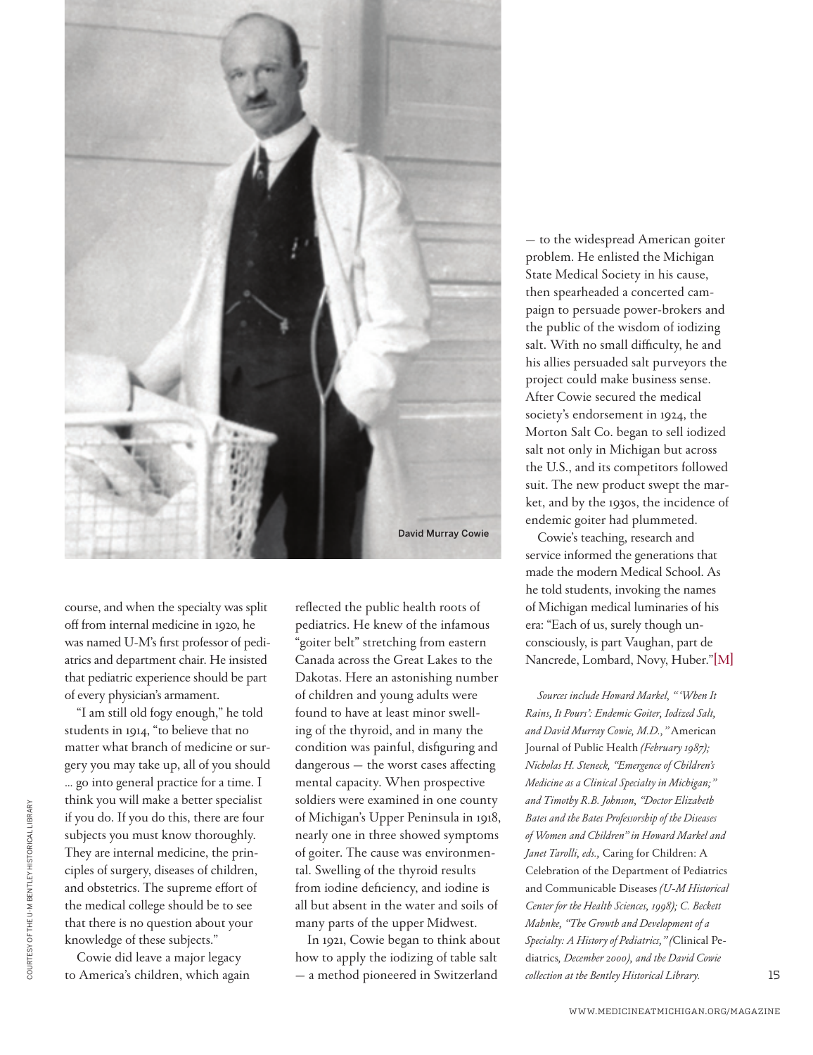David Murray Cowie

course, and when the specialty was split off from internal medicine in 1920, he was named U-M's first professor of pediatrics and department chair. He insisted that pediatric experience should be part of every physician's armament.

"I am still old fogy enough," he told students in 1914, "to believe that no matter what branch of medicine or surgery you may take up, all of you should ... go into general practice for a time. I think you will make a better specialist if you do. If you do this, there are four subjects you must know thoroughly. They are internal medicine, the principles of surgery, diseases of children, and obstetrics. The supreme effort of the medical college should be to see that there is no question about your knowledge of these subjects."

Cowie did leave a major legacy to America's children, which again reflected the public health roots of pediatrics. He knew of the infamous "goiter belt" stretching from eastern Canada across the Great Lakes to the Dakotas. Here an astonishing number of children and young adults were found to have at least minor swelling of the thyroid, and in many the condition was painful, disfiguring and dangerous — the worst cases affecting mental capacity. When prospective soldiers were examined in one county of Michigan's Upper Peninsula in 1918, nearly one in three showed symptoms of goiter. The cause was environmental. Swelling of the thyroid results from iodine deficiency, and iodine is all but absent in the water and soils of many parts of the upper Midwest.

In 1921, Cowie began to think about how to apply the iodizing of table salt — a method pioneered in Switzerland — to the widespread American goiter problem. He enlisted the Michigan State Medical Society in his cause, then spearheaded a concerted campaign to persuade power-brokers and the public of the wisdom of iodizing salt. With no small difficulty, he and his allies persuaded salt purveyors the project could make business sense. After Cowie secured the medical society's endorsement in 1924, the Morton Salt Co. began to sell iodized salt not only in Michigan but across the U.S., and its competitors followed suit. The new product swept the market, and by the 1930s, the incidence of endemic goiter had plummeted.

Cowie's teaching, research and service informed the generations that made the modern Medical School. As he told students, invoking the names of Michigan medical luminaries of his era: "Each of us, surely though unconsciously, is part Vaughan, part de Nancrede, Lombard, Novy, Huber."[M]

*Sources include Howard Markel, "'When It Rains, It Pours': Endemic Goiter, Iodized Salt, and David Murray Cowie, M.D.,"* American Journal of Public Health *(February 1987); Nicholas H. Steneck, "Emergence of Children's Medicine as a Clinical Specialty in Michigan;" and Timothy R.B. Johnson, "Doctor Elizabeth Bates and the Bates Professorship of the Diseases of Women and Children" in Howard Markel and Janet Tarolli, eds.,* Caring for Children: A Celebration of the Department of Pediatrics and Communicable Diseases *(U-M Historical Center for the Health Sciences, 1998); C. Beckett Mahnke, "The Growth and Development of a Specialty: A History of Pediatrics," (*Clinical Pediatrics*, December 2000), and the David Cowie collection at the Bentley Historical Library.*

COURTESY OF THE U-M BENTLEY HISTORICAL LIBRARY